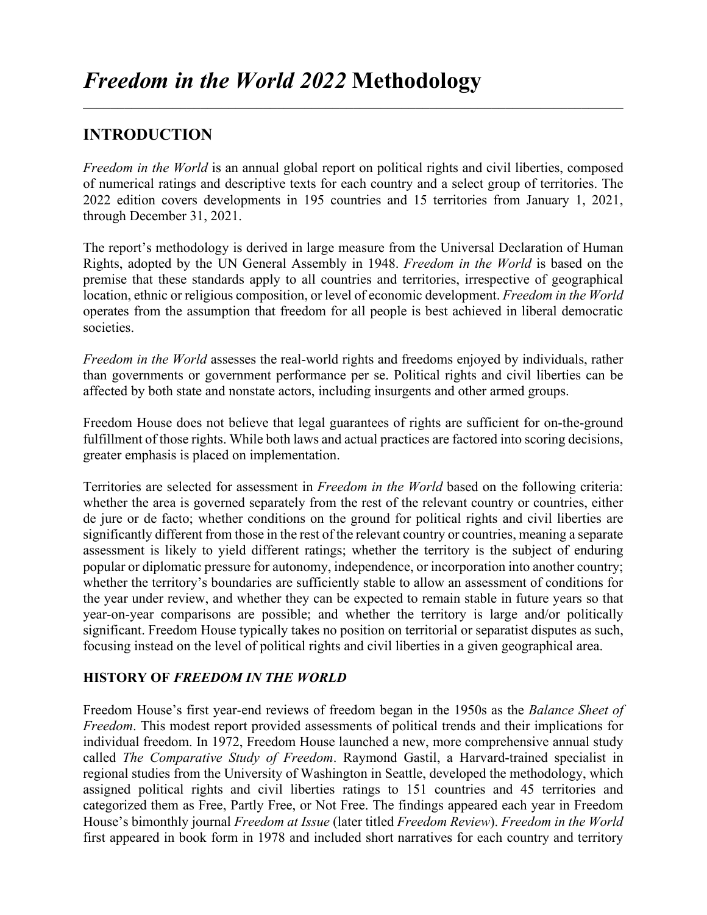# *Freedom in the World 2022* Methodology

## INTRODUCTION

*Freedom in the World* is an annual global report on political rights and civil liberties, composed of numerical ratings and descriptive texts for each country and a select group of territories. The 2022 edition covers developments in 195 countries and 15 territories from January 1, 2021, through December 31, 2021.

The report's methodology is derived in large measure from the Universal Declaration of Human Rights, adopted by the UN General Assembly in 1948. *Freedom in the World* is based on the premise that these standards apply to all countries and territories, irrespective of geographical location, ethnic or religious composition, or level of economic development. *Freedom in the World* operates from the assumption that freedom for all people is best achieved in liberal democratic societies.

*Freedom in the World* assesses the real-world rights and freedoms enjoyed by individuals, rather than governments or government performance per se. Political rights and civil liberties can be affected by both state and nonstate actors, including insurgents and other armed groups.

Freedom House does not believe that legal guarantees of rights are sufficient for on-the-ground fulfillment of those rights. While both laws and actual practices are factored into scoring decisions, greater emphasis is placed on implementation.

Territories are selected for assessment in *Freedom in the World* based on the following criteria: whether the area is governed separately from the rest of the relevant country or countries, either de jure or de facto; whether conditions on the ground for political rights and civil liberties are significantly different from those in the rest of the relevant country or countries, meaning a separate assessment is likely to yield different ratings; whether the territory is the subject of enduring popular or diplomatic pressure for autonomy, independence, or incorporation into another country; whether the territory's boundaries are sufficiently stable to allow an assessment of conditions for the year under review, and whether they can be expected to remain stable in future years so that year-on-year comparisons are possible; and whether the territory is large and/or politically significant. Freedom House typically takes no position on territorial or separatist disputes as such, focusing instead on the level of political rights and civil liberties in a given geographical area.

### HISTORY OF *FREEDOM IN THE WORLD*

Freedom House's first year-end reviews of freedom began in the 1950s as the *Balance Sheet of Freedom*. This modest report provided assessments of political trends and their implications for individual freedom. In 1972, Freedom House launched a new, more comprehensive annual study called *The Comparative Study of Freedom*. Raymond Gastil, a Harvard-trained specialist in regional studies from the University of Washington in Seattle, developed the methodology, which assigned political rights and civil liberties ratings to 151 countries and 45 territories and categorized them as Free, Partly Free, or Not Free. The findings appeared each year in Freedom House's bimonthly journal *Freedom at Issue* (later titled *Freedom Review*). *Freedom in the World* first appeared in book form in 1978 and included short narratives for each country and territory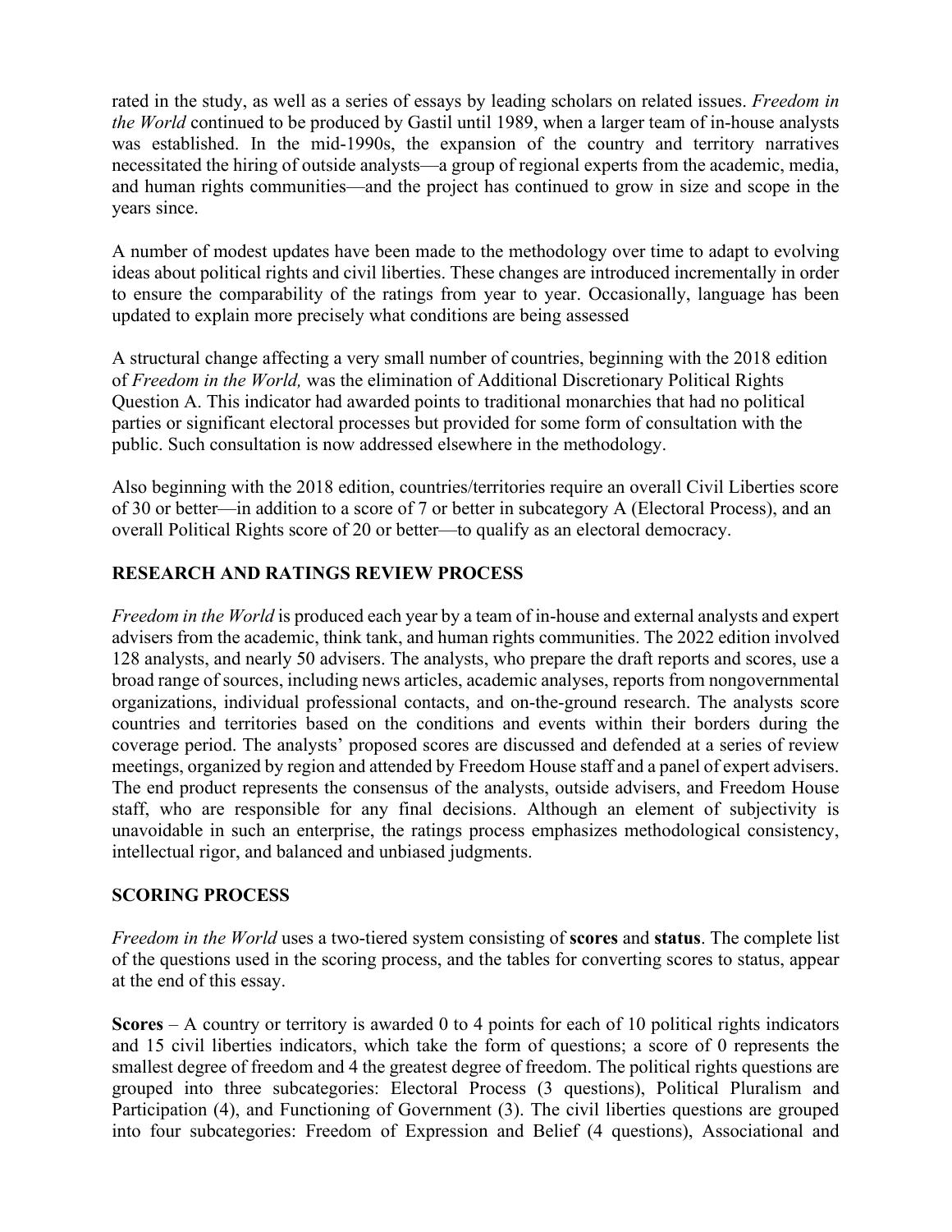rated in the study, as well as a series of essays by leading scholars on related issues. *Freedom in the World* continued to be produced by Gastil until 1989, when a larger team of in-house analysts was established. In the mid-1990s, the expansion of the country and territory narratives necessitated the hiring of outside analysts—a group of regional experts from the academic, media, and human rights communities—and the project has continued to grow in size and scope in the years since.

A number of modest updates have been made to the methodology over time to adapt to evolving ideas about political rights and civil liberties. These changes are introduced incrementally in order to ensure the comparability of the ratings from year to year. Occasionally, language has been updated to explain more precisely what conditions are being assessed

A structural change affecting a very small number of countries, beginning with the 2018 edition of *Freedom in the World,* was the elimination of Additional Discretionary Political Rights Question A. This indicator had awarded points to traditional monarchies that had no political parties or significant electoral processes but provided for some form of consultation with the public. Such consultation is now addressed elsewhere in the methodology.

Also beginning with the 2018 edition, countries/territories require an overall Civil Liberties score of 30 or better—in addition to a score of 7 or better in subcategory A (Electoral Process), and an overall Political Rights score of 20 or better—to qualify as an electoral democracy.

## RESEARCH AND RATINGS REVIEW PROCESS

*Freedom in the World* is produced each year by a team of in-house and external analysts and expert advisers from the academic, think tank, and human rights communities. The 2022 edition involved 128 analysts, and nearly 50 advisers. The analysts, who prepare the draft reports and scores, use a broad range of sources, including news articles, academic analyses, reports from nongovernmental organizations, individual professional contacts, and on-the-ground research. The analysts score countries and territories based on the conditions and events within their borders during the coverage period. The analysts' proposed scores are discussed and defended at a series of review meetings, organized by region and attended by Freedom House staff and a panel of expert advisers. The end product represents the consensus of the analysts, outside advisers, and Freedom House staff, who are responsible for any final decisions. Although an element of subjectivity is unavoidable in such an enterprise, the ratings process emphasizes methodological consistency, intellectual rigor, and balanced and unbiased judgments.

## SCORING PROCESS

*Freedom in the World* uses a two-tiered system consisting of **scores** and **status**. The complete list of the questions used in the scoring process, and the tables for converting scores to status, appear at the end of this essay.

**Scores** – A country or territory is awarded 0 to 4 points for each of 10 political rights indicators and 15 civil liberties indicators, which take the form of questions; a score of 0 represents the smallest degree of freedom and 4 the greatest degree of freedom. The political rights questions are grouped into three subcategories: Electoral Process (3 questions), Political Pluralism and Participation (4), and Functioning of Government (3). The civil liberties questions are grouped into four subcategories: Freedom of Expression and Belief (4 questions), Associational and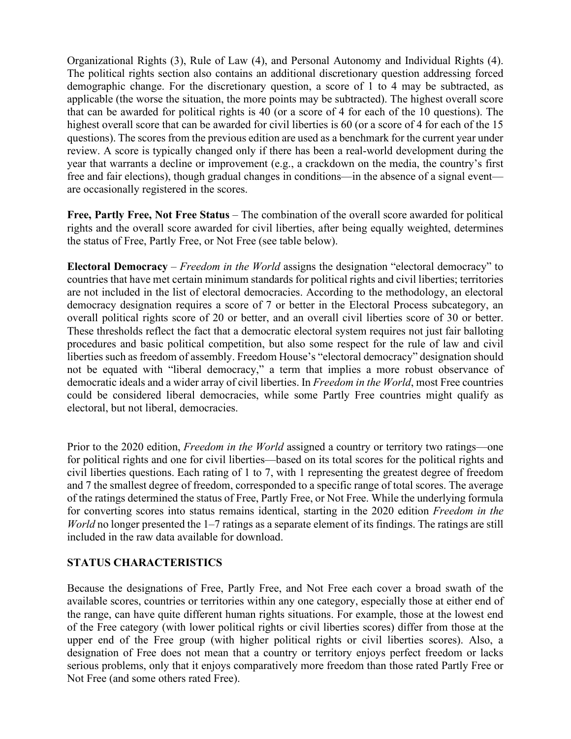Organizational Rights (3), Rule of Law (4), and Personal Autonomy and Individual Rights (4). The political rights section also contains an additional discretionary question addressing forced demographic change. For the discretionary question, a score of 1 to 4 may be subtracted, as applicable (the worse the situation, the more points may be subtracted). The highest overall score that can be awarded for political rights is 40 (or a score of 4 for each of the 10 questions). The highest overall score that can be awarded for civil liberties is 60 (or a score of 4 for each of the 15 questions). The scores from the previous edition are used as a benchmark for the current year under review. A score is typically changed only if there has been a real-world development during the year that warrants a decline or improvement (e.g., a crackdown on the media, the country's first free and fair elections), though gradual changes in conditions—in the absence of a signal event—are occasionally registered in the scores.

**Free, Partly Free, Not Free Status** – The combination of the overall score awarded for political rights and the overall score awarded for civil liberties, after being equally weighted, determines the status of Free, Partly Free, or Not Free (see table below).

**Electoral Democracy** – *Freedom in the World* assigns the designation "electoral democracy" to countries that have met certain minimum standards for political rights and civil liberties; territories are not included in the list of electoral democracies. According to the methodology, an electoral democracy designation requires a score of 7 or better in the Electoral Process subcategory, an overall political rights score of 20 or better, and an overall civil liberties score of 30 or better. These thresholds reflect the fact that a democratic electoral system requires not just fair balloting procedures and basic political competition, but also some respect for the rule of law and civil liberties such as freedom of assembly. Freedom House's "electoral democracy" designation should not be equated with "liberal democracy," a term that implies a more robust observance of democratic ideals and a wider array of civil liberties. In *Freedom in the World*, most Free countries could be considered liberal democracies, while some Partly Free countries might qualify as electoral, but not liberal, democracies.

Prior to the 2020 edition, *Freedom in the World* assigned a country or territory two ratings—one for political rights and one for civil liberties—based on its total scores for the political rights and civil liberties questions. Each rating of 1 to 7, with 1 representing the greatest degree of freedom and 7 the smallest degree of freedom, corresponded to a specific range of total scores. The average of the ratings determined the status of Free, Partly Free, or Not Free. While the underlying formula for converting scores into status remains identical, starting in the 2020 edition *Freedom in the World* no longer presented the 1–7 ratings as a separate element of its findings. The ratings are still included in the raw data available for download.

## STATUS CHARACTERISTICS

Because the designations of Free, Partly Free, and Not Free each cover a broad swath of the available scores, countries or territories within any one category, especially those at either end of the range, can have quite different human rights situations. For example, those at the lowest end of the Free category (with lower political rights or civil liberties scores) differ from those at the upper end of the Free group (with higher political rights or civil liberties scores). Also, a designation of Free does not mean that a country or territory enjoys perfect freedom or lacks serious problems, only that it enjoys comparatively more freedom than those rated Partly Free or Not Free (and some others rated Free).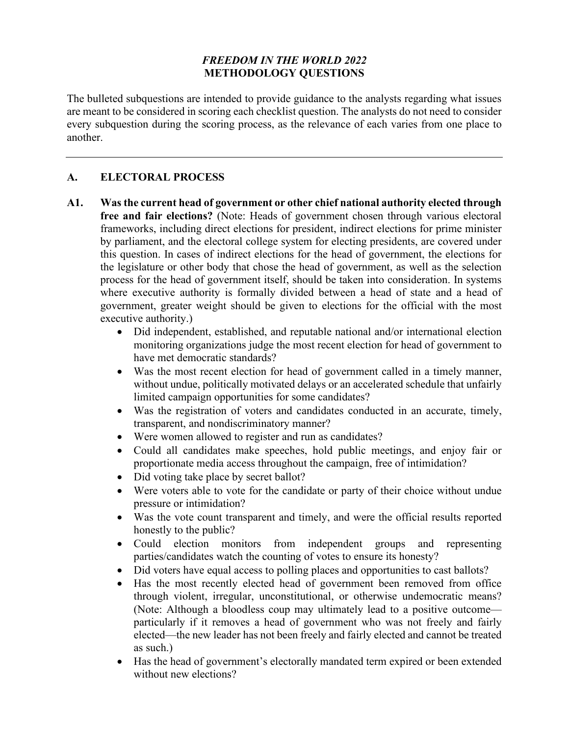## *FREEDOM IN THE WORLD 2022*
## METHODOLOGY QUESTIONS

The bulleted subquestions are intended to provide guidance to the analysts regarding what issues are meant to be considered in scoring each checklist question. The analysts do not need to consider every subquestion during the scoring process, as the relevance of each varies from one place to another.

---

### A. ELECTORAL PROCESS

**A1. Was the current head of government or other chief national authority elected through free and fair elections?** (Note: Heads of government chosen through various electoral frameworks, including direct elections for president, indirect elections for prime minister by parliament, and the electoral college system for electing presidents, are covered under this question. In cases of indirect elections for the head of government, the elections for the legislature or other body that chose the head of government, as well as the selection process for the head of government itself, should be taken into consideration. In systems where executive authority is formally divided between a head of state and a head of government, greater weight should be given to elections for the official with the most executive authority.)

- Did independent, established, and reputable national and/or international election monitoring organizations judge the most recent election for head of government to have met democratic standards?
- Was the most recent election for head of government called in a timely manner, without undue, politically motivated delays or an accelerated schedule that unfairly limited campaign opportunities for some candidates?
- Was the registration of voters and candidates conducted in an accurate, timely, transparent, and nondiscriminatory manner?
- Were women allowed to register and run as candidates?
- Could all candidates make speeches, hold public meetings, and enjoy fair or proportionate media access throughout the campaign, free of intimidation?
- Did voting take place by secret ballot?
- Were voters able to vote for the candidate or party of their choice without undue pressure or intimidation?
- Was the vote count transparent and timely, and were the official results reported honestly to the public?
- Could election monitors from independent groups and representing parties/candidates watch the counting of votes to ensure its honesty?
- Did voters have equal access to polling places and opportunities to cast ballots?
- Has the most recently elected head of government been removed from office through violent, irregular, unconstitutional, or otherwise undemocratic means? (Note: Although a bloodless coup may ultimately lead to a positive outcome—particularly if it removes a head of government who was not freely and fairly elected—the new leader has not been freely and fairly elected and cannot be treated as such.)
- Has the head of government's electorally mandated term expired or been extended without new elections?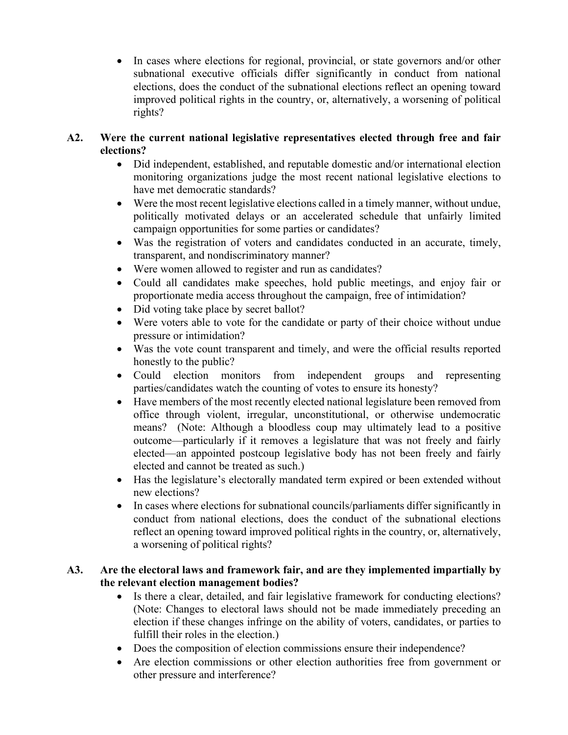- In cases where elections for regional, provincial, or state governors and/or other subnational executive officials differ significantly in conduct from national elections, does the conduct of the subnational elections reflect an opening toward improved political rights in the country, or, alternatively, a worsening of political rights?

**A2. Were the current national legislative representatives elected through free and fair elections?**

- Did independent, established, and reputable domestic and/or international election monitoring organizations judge the most recent national legislative elections to have met democratic standards?
- Were the most recent legislative elections called in a timely manner, without undue, politically motivated delays or an accelerated schedule that unfairly limited campaign opportunities for some parties or candidates?
- Was the registration of voters and candidates conducted in an accurate, timely, transparent, and nondiscriminatory manner?
- Were women allowed to register and run as candidates?
- Could all candidates make speeches, hold public meetings, and enjoy fair or proportionate media access throughout the campaign, free of intimidation?
- Did voting take place by secret ballot?
- Were voters able to vote for the candidate or party of their choice without undue pressure or intimidation?
- Was the vote count transparent and timely, and were the official results reported honestly to the public?
- Could election monitors from independent groups and representing parties/candidates watch the counting of votes to ensure its honesty?
- Have members of the most recently elected national legislature been removed from office through violent, irregular, unconstitutional, or otherwise undemocratic means? (Note: Although a bloodless coup may ultimately lead to a positive outcome—particularly if it removes a legislature that was not freely and fairly elected—an appointed postcoup legislative body has not been freely and fairly elected and cannot be treated as such.)
- Has the legislature's electorally mandated term expired or been extended without new elections?
- In cases where elections for subnational councils/parliaments differ significantly in conduct from national elections, does the conduct of the subnational elections reflect an opening toward improved political rights in the country, or, alternatively, a worsening of political rights?

**A3. Are the electoral laws and framework fair, and are they implemented impartially by the relevant election management bodies?**

- Is there a clear, detailed, and fair legislative framework for conducting elections? (Note: Changes to electoral laws should not be made immediately preceding an election if these changes infringe on the ability of voters, candidates, or parties to fulfill their roles in the election.)
- Does the composition of election commissions ensure their independence?
- Are election commissions or other election authorities free from government or other pressure and interference?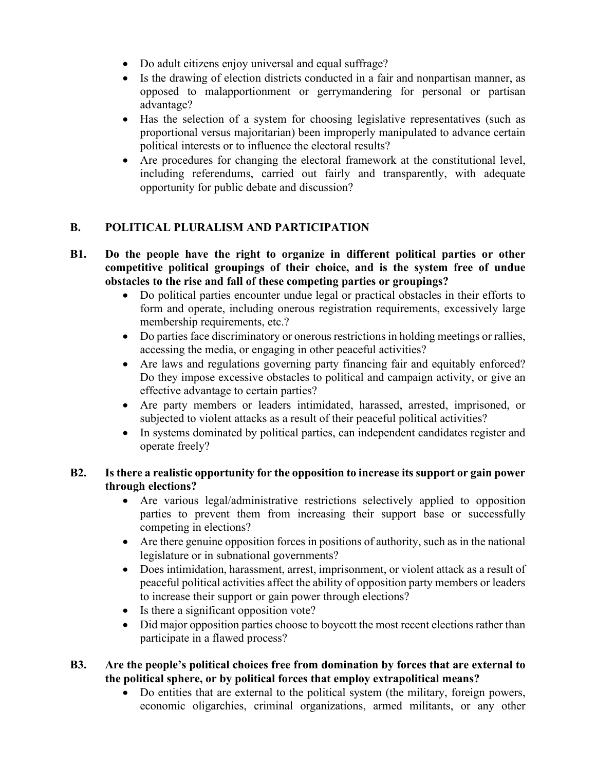- Do adult citizens enjoy universal and equal suffrage?
- Is the drawing of election districts conducted in a fair and nonpartisan manner, as opposed to malapportionment or gerrymandering for personal or partisan advantage?
- Has the selection of a system for choosing legislative representatives (such as proportional versus majoritarian) been improperly manipulated to advance certain political interests or to influence the electoral results?
- Are procedures for changing the electoral framework at the constitutional level, including referendums, carried out fairly and transparently, with adequate opportunity for public debate and discussion?

## B. POLITICAL PLURALISM AND PARTICIPATION

**B1. Do the people have the right to organize in different political parties or other competitive political groupings of their choice, and is the system free of undue obstacles to the rise and fall of these competing parties or groupings?**

- Do political parties encounter undue legal or practical obstacles in their efforts to form and operate, including onerous registration requirements, excessively large membership requirements, etc.?
- Do parties face discriminatory or onerous restrictions in holding meetings or rallies, accessing the media, or engaging in other peaceful activities?
- Are laws and regulations governing party financing fair and equitably enforced? Do they impose excessive obstacles to political and campaign activity, or give an effective advantage to certain parties?
- Are party members or leaders intimidated, harassed, arrested, imprisoned, or subjected to violent attacks as a result of their peaceful political activities?
- In systems dominated by political parties, can independent candidates register and operate freely?

**B2. Is there a realistic opportunity for the opposition to increase its support or gain power through elections?**

- Are various legal/administrative restrictions selectively applied to opposition parties to prevent them from increasing their support base or successfully competing in elections?
- Are there genuine opposition forces in positions of authority, such as in the national legislature or in subnational governments?
- Does intimidation, harassment, arrest, imprisonment, or violent attack as a result of peaceful political activities affect the ability of opposition party members or leaders to increase their support or gain power through elections?
- Is there a significant opposition vote?
- Did major opposition parties choose to boycott the most recent elections rather than participate in a flawed process?

**B3. Are the people's political choices free from domination by forces that are external to the political sphere, or by political forces that employ extrapolitical means?**

- Do entities that are external to the political system (the military, foreign powers, economic oligarchies, criminal organizations, armed militants, or any other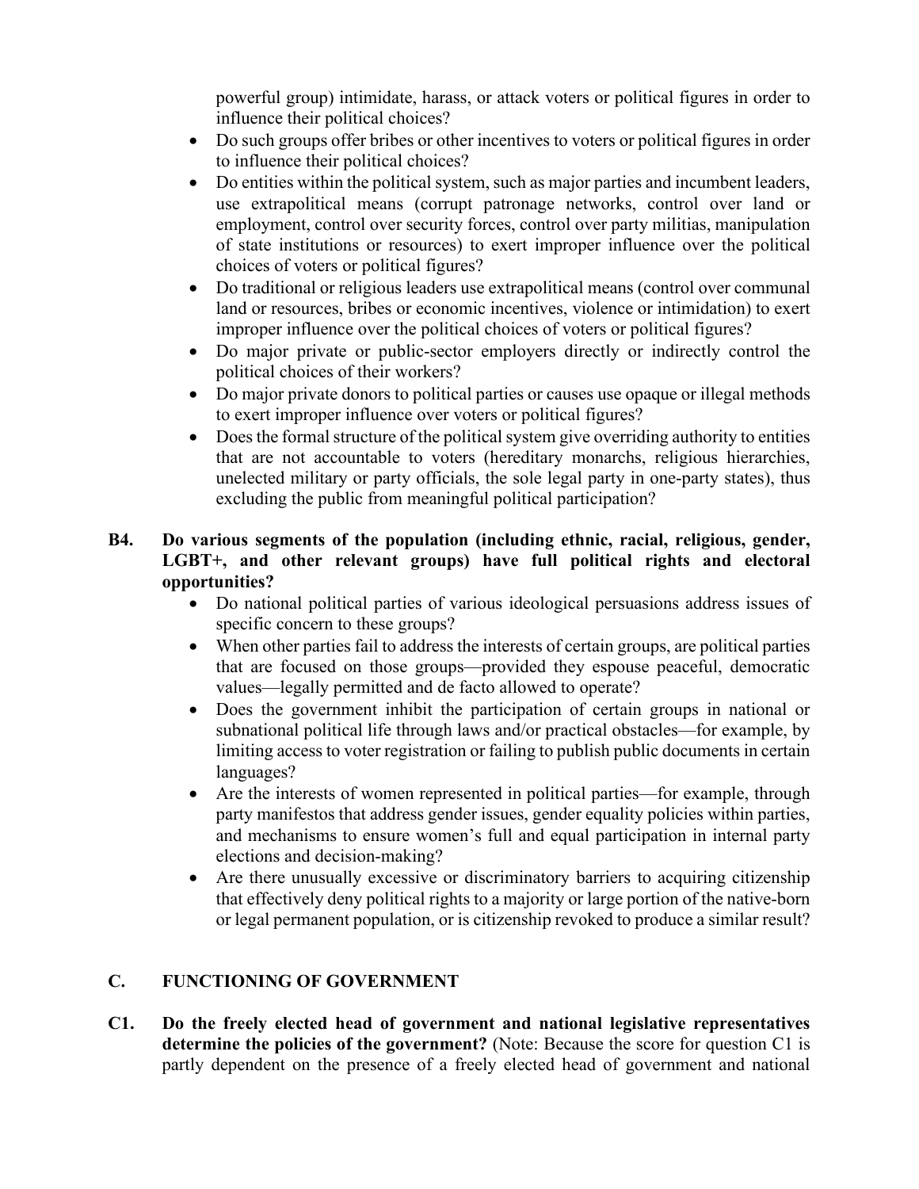powerful group) intimidate, harass, or attack voters or political figures in order to influence their political choices?

- Do such groups offer bribes or other incentives to voters or political figures in order to influence their political choices?
- Do entities within the political system, such as major parties and incumbent leaders, use extrapolitical means (corrupt patronage networks, control over land or employment, control over security forces, control over party militias, manipulation of state institutions or resources) to exert improper influence over the political choices of voters or political figures?
- Do traditional or religious leaders use extrapolitical means (control over communal land or resources, bribes or economic incentives, violence or intimidation) to exert improper influence over the political choices of voters or political figures?
- Do major private or public-sector employers directly or indirectly control the political choices of their workers?
- Do major private donors to political parties or causes use opaque or illegal methods to exert improper influence over voters or political figures?
- Does the formal structure of the political system give overriding authority to entities that are not accountable to voters (hereditary monarchs, religious hierarchies, unelected military or party officials, the sole legal party in one-party states), thus excluding the public from meaningful political participation?

**B4. Do various segments of the population (including ethnic, racial, religious, gender, LGBT+, and other relevant groups) have full political rights and electoral opportunities?**

- Do national political parties of various ideological persuasions address issues of specific concern to these groups?
- When other parties fail to address the interests of certain groups, are political parties that are focused on those groups—provided they espouse peaceful, democratic values—legally permitted and de facto allowed to operate?
- Does the government inhibit the participation of certain groups in national or subnational political life through laws and/or practical obstacles—for example, by limiting access to voter registration or failing to publish public documents in certain languages?
- Are the interests of women represented in political parties—for example, through party manifestos that address gender issues, gender equality policies within parties, and mechanisms to ensure women's full and equal participation in internal party elections and decision-making?
- Are there unusually excessive or discriminatory barriers to acquiring citizenship that effectively deny political rights to a majority or large portion of the native-born or legal permanent population, or is citizenship revoked to produce a similar result?

## C. FUNCTIONING OF GOVERNMENT

**C1. Do the freely elected head of government and national legislative representatives determine the policies of the government?** (Note: Because the score for question C1 is partly dependent on the presence of a freely elected head of government and national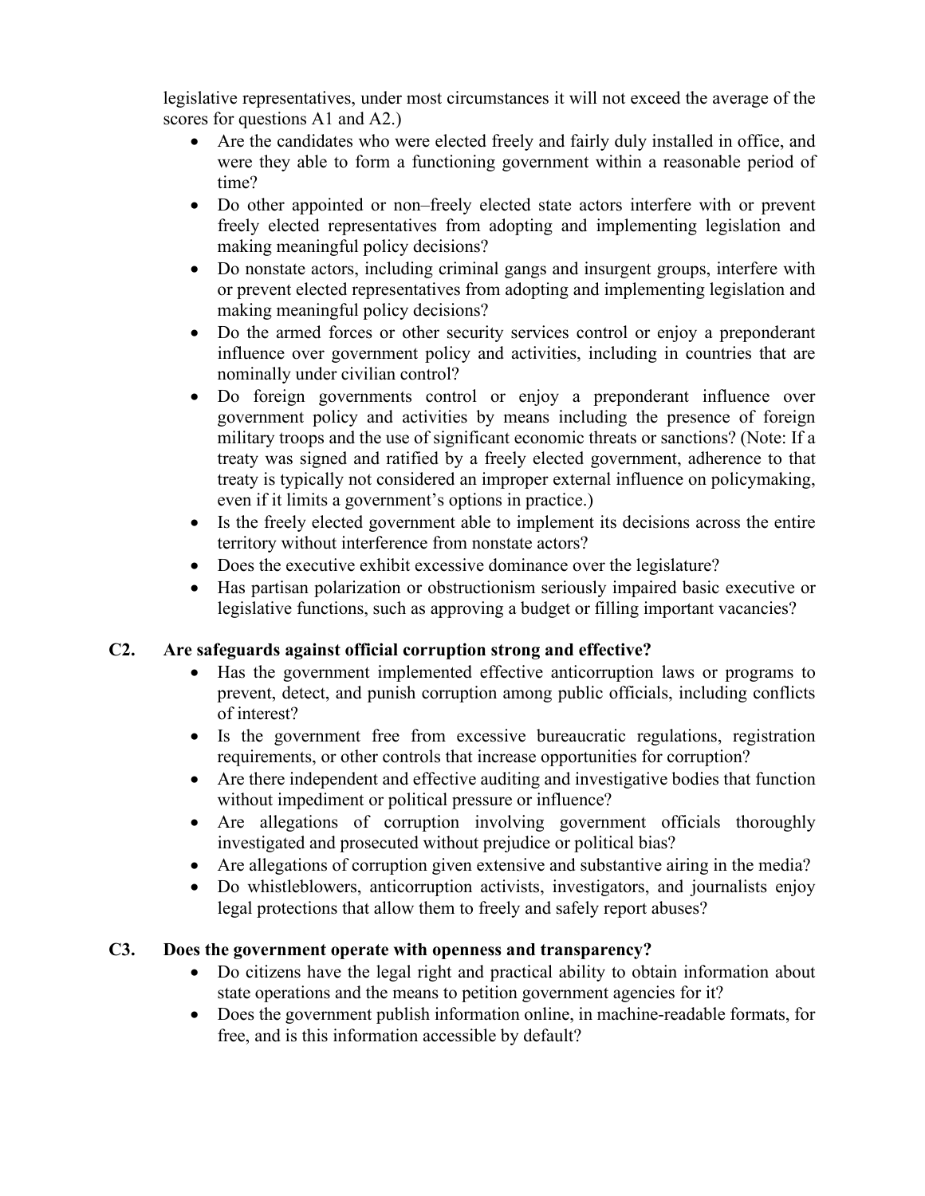legislative representatives, under most circumstances it will not exceed the average of the scores for questions A1 and A2.)

- Are the candidates who were elected freely and fairly duly installed in office, and were they able to form a functioning government within a reasonable period of time?
- Do other appointed or non–freely elected state actors interfere with or prevent freely elected representatives from adopting and implementing legislation and making meaningful policy decisions?
- Do nonstate actors, including criminal gangs and insurgent groups, interfere with or prevent elected representatives from adopting and implementing legislation and making meaningful policy decisions?
- Do the armed forces or other security services control or enjoy a preponderant influence over government policy and activities, including in countries that are nominally under civilian control?
- Do foreign governments control or enjoy a preponderant influence over government policy and activities by means including the presence of foreign military troops and the use of significant economic threats or sanctions? (Note: If a treaty was signed and ratified by a freely elected government, adherence to that treaty is typically not considered an improper external influence on policymaking, even if it limits a government's options in practice.)
- Is the freely elected government able to implement its decisions across the entire territory without interference from nonstate actors?
- Does the executive exhibit excessive dominance over the legislature?
- Has partisan polarization or obstructionism seriously impaired basic executive or legislative functions, such as approving a budget or filling important vacancies?

**C2. Are safeguards against official corruption strong and effective?**

- Has the government implemented effective anticorruption laws or programs to prevent, detect, and punish corruption among public officials, including conflicts of interest?
- Is the government free from excessive bureaucratic regulations, registration requirements, or other controls that increase opportunities for corruption?
- Are there independent and effective auditing and investigative bodies that function without impediment or political pressure or influence?
- Are allegations of corruption involving government officials thoroughly investigated and prosecuted without prejudice or political bias?
- Are allegations of corruption given extensive and substantive airing in the media?
- Do whistleblowers, anticorruption activists, investigators, and journalists enjoy legal protections that allow them to freely and safely report abuses?

**C3. Does the government operate with openness and transparency?**

- Do citizens have the legal right and practical ability to obtain information about state operations and the means to petition government agencies for it?
- Does the government publish information online, in machine-readable formats, for free, and is this information accessible by default?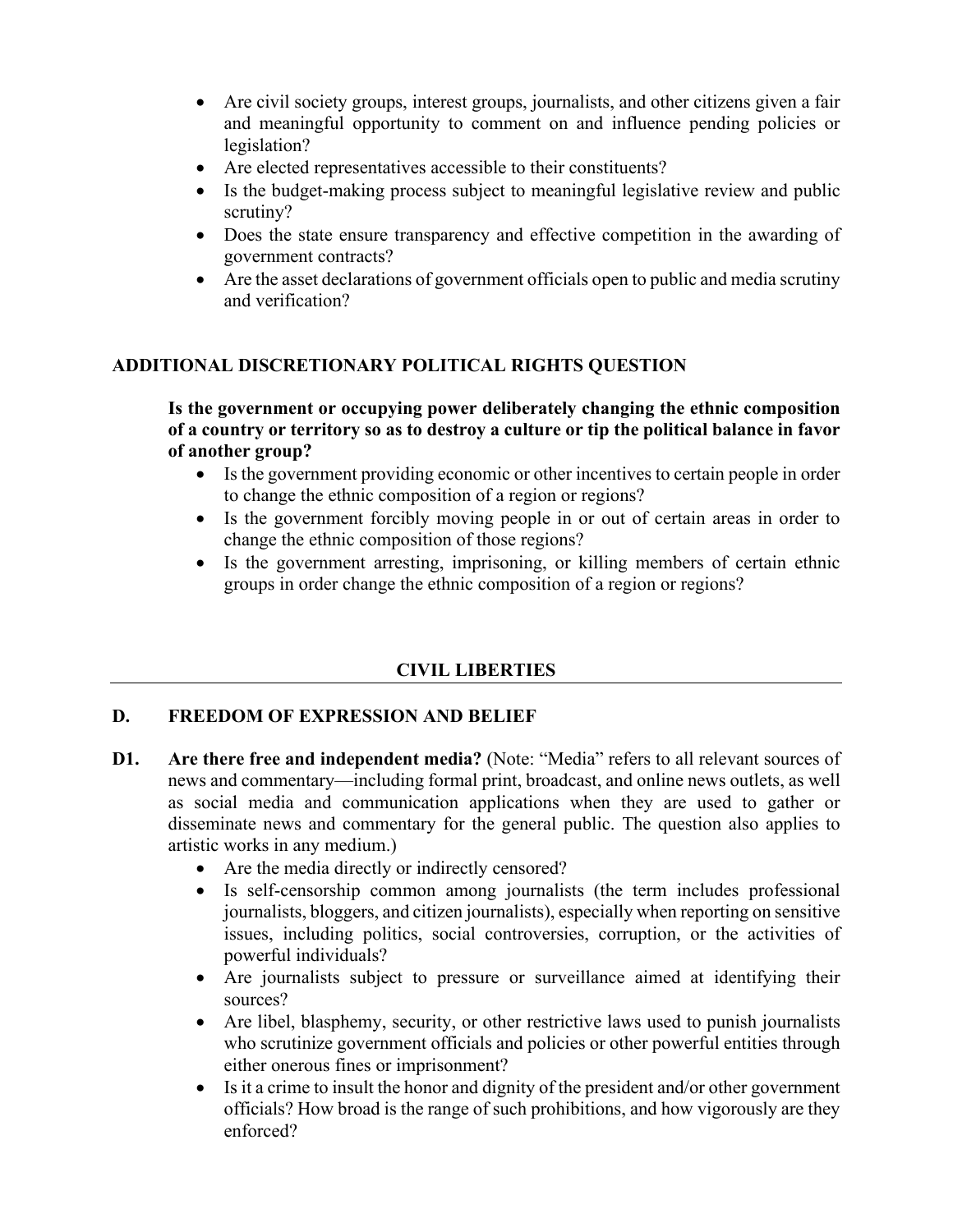- Are civil society groups, interest groups, journalists, and other citizens given a fair and meaningful opportunity to comment on and influence pending policies or legislation?
- Are elected representatives accessible to their constituents?
- Is the budget-making process subject to meaningful legislative review and public scrutiny?
- Does the state ensure transparency and effective competition in the awarding of government contracts?
- Are the asset declarations of government officials open to public and media scrutiny and verification?

## ADDITIONAL DISCRETIONARY POLITICAL RIGHTS QUESTION

**Is the government or occupying power deliberately changing the ethnic composition of a country or territory so as to destroy a culture or tip the political balance in favor of another group?**

- Is the government providing economic or other incentives to certain people in order to change the ethnic composition of a region or regions?
- Is the government forcibly moving people in or out of certain areas in order to change the ethnic composition of those regions?
- Is the government arresting, imprisoning, or killing members of certain ethnic groups in order change the ethnic composition of a region or regions?

# CIVIL LIBERTIES

## D. FREEDOM OF EXPRESSION AND BELIEF

**D1. Are there free and independent media?** (Note: "Media" refers to all relevant sources of news and commentary—including formal print, broadcast, and online news outlets, as well as social media and communication applications when they are used to gather or disseminate news and commentary for the general public. The question also applies to artistic works in any medium.)

- Are the media directly or indirectly censored?
- Is self-censorship common among journalists (the term includes professional journalists, bloggers, and citizen journalists), especially when reporting on sensitive issues, including politics, social controversies, corruption, or the activities of powerful individuals?
- Are journalists subject to pressure or surveillance aimed at identifying their sources?
- Are libel, blasphemy, security, or other restrictive laws used to punish journalists who scrutinize government officials and policies or other powerful entities through either onerous fines or imprisonment?
- Is it a crime to insult the honor and dignity of the president and/or other government officials? How broad is the range of such prohibitions, and how vigorously are they enforced?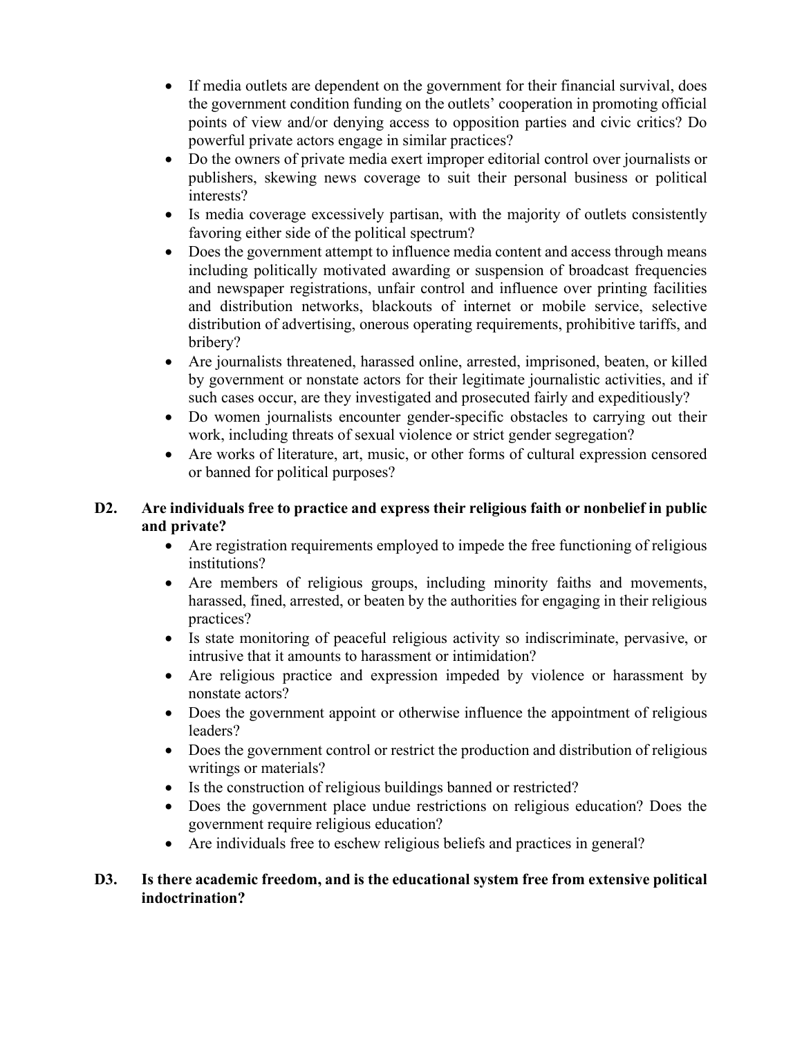- If media outlets are dependent on the government for their financial survival, does the government condition funding on the outlets' cooperation in promoting official points of view and/or denying access to opposition parties and civic critics? Do powerful private actors engage in similar practices?
- Do the owners of private media exert improper editorial control over journalists or publishers, skewing news coverage to suit their personal business or political interests?
- Is media coverage excessively partisan, with the majority of outlets consistently favoring either side of the political spectrum?
- Does the government attempt to influence media content and access through means including politically motivated awarding or suspension of broadcast frequencies and newspaper registrations, unfair control and influence over printing facilities and distribution networks, blackouts of internet or mobile service, selective distribution of advertising, onerous operating requirements, prohibitive tariffs, and bribery?
- Are journalists threatened, harassed online, arrested, imprisoned, beaten, or killed by government or nonstate actors for their legitimate journalistic activities, and if such cases occur, are they investigated and prosecuted fairly and expeditiously?
- Do women journalists encounter gender-specific obstacles to carrying out their work, including threats of sexual violence or strict gender segregation?
- Are works of literature, art, music, or other forms of cultural expression censored or banned for political purposes?

**D2. Are individuals free to practice and express their religious faith or nonbelief in public and private?**

- Are registration requirements employed to impede the free functioning of religious institutions?
- Are members of religious groups, including minority faiths and movements, harassed, fined, arrested, or beaten by the authorities for engaging in their religious practices?
- Is state monitoring of peaceful religious activity so indiscriminate, pervasive, or intrusive that it amounts to harassment or intimidation?
- Are religious practice and expression impeded by violence or harassment by nonstate actors?
- Does the government appoint or otherwise influence the appointment of religious leaders?
- Does the government control or restrict the production and distribution of religious writings or materials?
- Is the construction of religious buildings banned or restricted?
- Does the government place undue restrictions on religious education? Does the government require religious education?
- Are individuals free to eschew religious beliefs and practices in general?

**D3. Is there academic freedom, and is the educational system free from extensive political indoctrination?**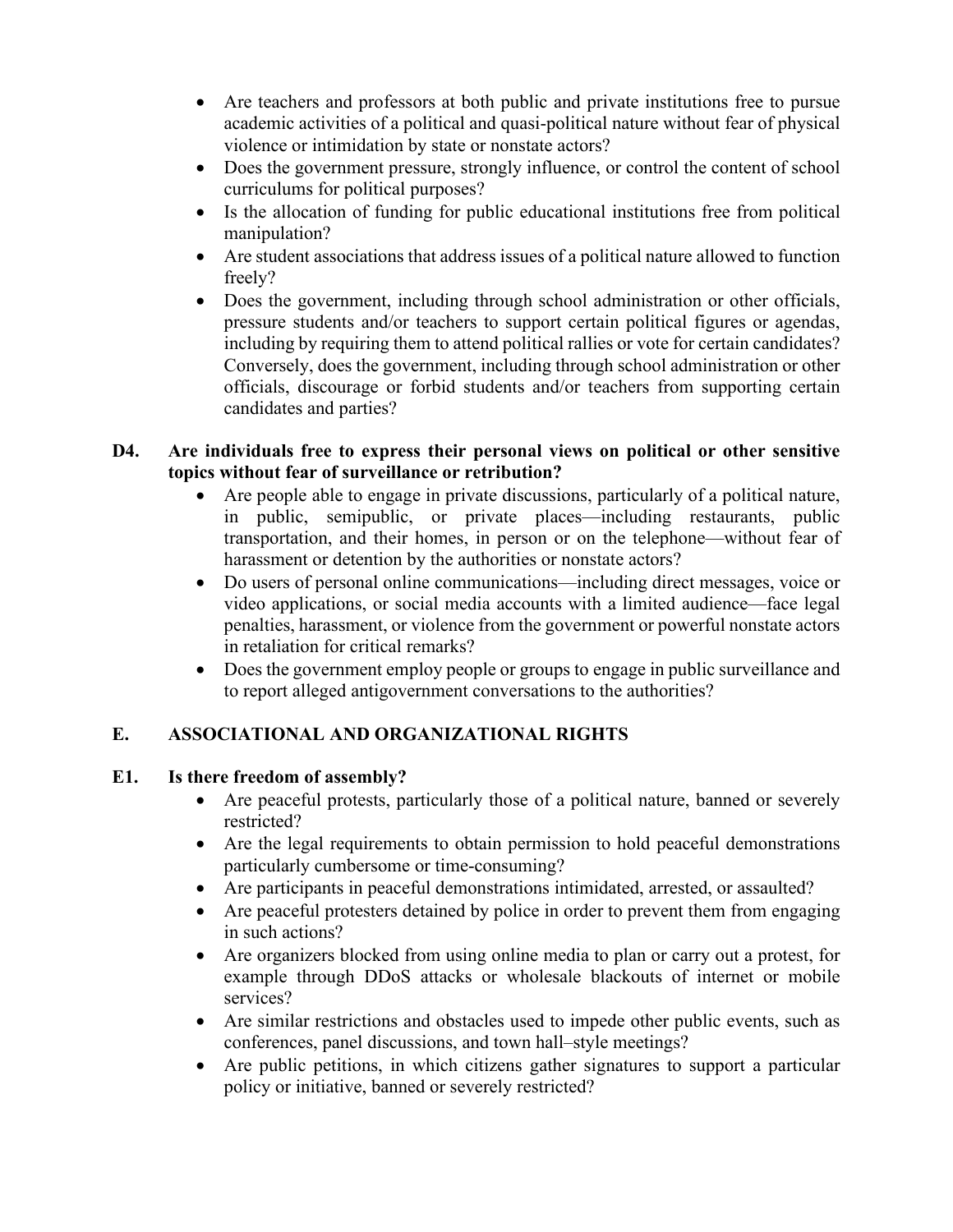- Are teachers and professors at both public and private institutions free to pursue academic activities of a political and quasi-political nature without fear of physical violence or intimidation by state or nonstate actors?
- Does the government pressure, strongly influence, or control the content of school curriculums for political purposes?
- Is the allocation of funding for public educational institutions free from political manipulation?
- Are student associations that address issues of a political nature allowed to function freely?
- Does the government, including through school administration or other officials, pressure students and/or teachers to support certain political figures or agendas, including by requiring them to attend political rallies or vote for certain candidates? Conversely, does the government, including through school administration or other officials, discourage or forbid students and/or teachers from supporting certain candidates and parties?

**D4. Are individuals free to express their personal views on political or other sensitive topics without fear of surveillance or retribution?**

- Are people able to engage in private discussions, particularly of a political nature, in public, semipublic, or private places—including restaurants, public transportation, and their homes, in person or on the telephone—without fear of harassment or detention by the authorities or nonstate actors?
- Do users of personal online communications—including direct messages, voice or video applications, or social media accounts with a limited audience—face legal penalties, harassment, or violence from the government or powerful nonstate actors in retaliation for critical remarks?
- Does the government employ people or groups to engage in public surveillance and to report alleged antigovernment conversations to the authorities?

## E. ASSOCIATIONAL AND ORGANIZATIONAL RIGHTS

**E1. Is there freedom of assembly?**

- Are peaceful protests, particularly those of a political nature, banned or severely restricted?
- Are the legal requirements to obtain permission to hold peaceful demonstrations particularly cumbersome or time-consuming?
- Are participants in peaceful demonstrations intimidated, arrested, or assaulted?
- Are peaceful protesters detained by police in order to prevent them from engaging in such actions?
- Are organizers blocked from using online media to plan or carry out a protest, for example through DDoS attacks or wholesale blackouts of internet or mobile services?
- Are similar restrictions and obstacles used to impede other public events, such as conferences, panel discussions, and town hall–style meetings?
- Are public petitions, in which citizens gather signatures to support a particular policy or initiative, banned or severely restricted?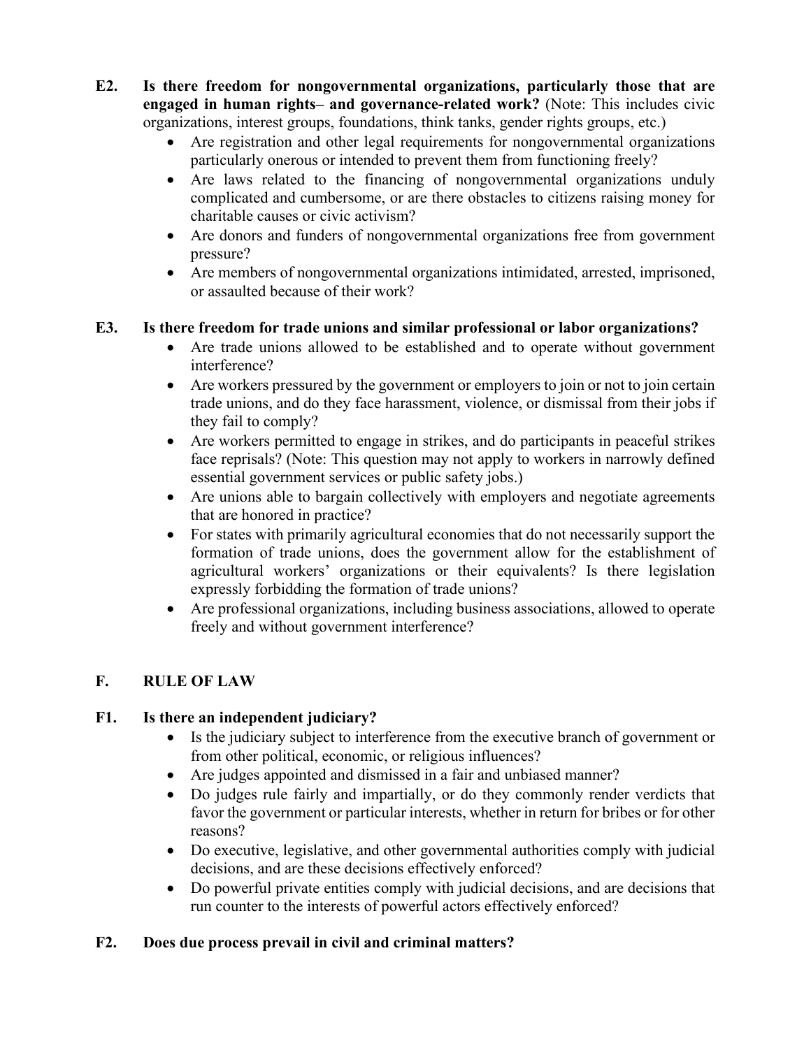**E2. Is there freedom for nongovernmental organizations, particularly those that are engaged in human rights– and governance-related work?** (Note: This includes civic organizations, interest groups, foundations, think tanks, gender rights groups, etc.)

- Are registration and other legal requirements for nongovernmental organizations particularly onerous or intended to prevent them from functioning freely?
- Are laws related to the financing of nongovernmental organizations unduly complicated and cumbersome, or are there obstacles to citizens raising money for charitable causes or civic activism?
- Are donors and funders of nongovernmental organizations free from government pressure?
- Are members of nongovernmental organizations intimidated, arrested, imprisoned, or assaulted because of their work?

**E3. Is there freedom for trade unions and similar professional or labor organizations?**

- Are trade unions allowed to be established and to operate without government interference?
- Are workers pressured by the government or employers to join or not to join certain trade unions, and do they face harassment, violence, or dismissal from their jobs if they fail to comply?
- Are workers permitted to engage in strikes, and do participants in peaceful strikes face reprisals? (Note: This question may not apply to workers in narrowly defined essential government services or public safety jobs.)
- Are unions able to bargain collectively with employers and negotiate agreements that are honored in practice?
- For states with primarily agricultural economies that do not necessarily support the formation of trade unions, does the government allow for the establishment of agricultural workers' organizations or their equivalents? Is there legislation expressly forbidding the formation of trade unions?
- Are professional organizations, including business associations, allowed to operate freely and without government interference?

## F. RULE OF LAW

**F1. Is there an independent judiciary?**

- Is the judiciary subject to interference from the executive branch of government or from other political, economic, or religious influences?
- Are judges appointed and dismissed in a fair and unbiased manner?
- Do judges rule fairly and impartially, or do they commonly render verdicts that favor the government or particular interests, whether in return for bribes or for other reasons?
- Do executive, legislative, and other governmental authorities comply with judicial decisions, and are these decisions effectively enforced?
- Do powerful private entities comply with judicial decisions, and are decisions that run counter to the interests of powerful actors effectively enforced?

**F2. Does due process prevail in civil and criminal matters?**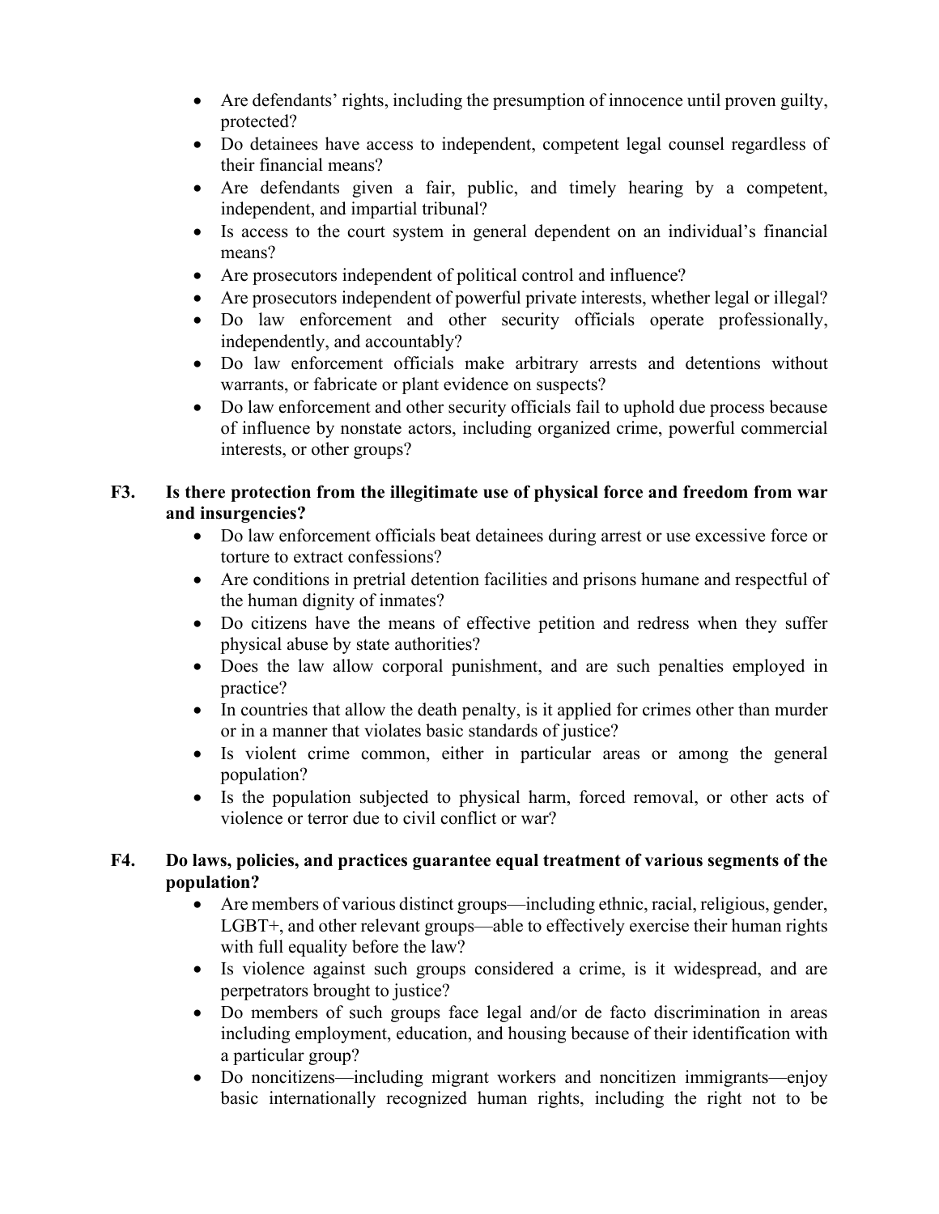- Are defendants' rights, including the presumption of innocence until proven guilty, protected?
- Do detainees have access to independent, competent legal counsel regardless of their financial means?
- Are defendants given a fair, public, and timely hearing by a competent, independent, and impartial tribunal?
- Is access to the court system in general dependent on an individual's financial means?
- Are prosecutors independent of political control and influence?
- Are prosecutors independent of powerful private interests, whether legal or illegal?
- Do law enforcement and other security officials operate professionally, independently, and accountably?
- Do law enforcement officials make arbitrary arrests and detentions without warrants, or fabricate or plant evidence on suspects?
- Do law enforcement and other security officials fail to uphold due process because of influence by nonstate actors, including organized crime, powerful commercial interests, or other groups?

**F3. Is there protection from the illegitimate use of physical force and freedom from war and insurgencies?**

- Do law enforcement officials beat detainees during arrest or use excessive force or torture to extract confessions?
- Are conditions in pretrial detention facilities and prisons humane and respectful of the human dignity of inmates?
- Do citizens have the means of effective petition and redress when they suffer physical abuse by state authorities?
- Does the law allow corporal punishment, and are such penalties employed in practice?
- In countries that allow the death penalty, is it applied for crimes other than murder or in a manner that violates basic standards of justice?
- Is violent crime common, either in particular areas or among the general population?
- Is the population subjected to physical harm, forced removal, or other acts of violence or terror due to civil conflict or war?

**F4. Do laws, policies, and practices guarantee equal treatment of various segments of the population?**

- Are members of various distinct groups—including ethnic, racial, religious, gender, LGBT+, and other relevant groups—able to effectively exercise their human rights with full equality before the law?
- Is violence against such groups considered a crime, is it widespread, and are perpetrators brought to justice?
- Do members of such groups face legal and/or de facto discrimination in areas including employment, education, and housing because of their identification with a particular group?
- Do noncitizens—including migrant workers and noncitizen immigrants—enjoy basic internationally recognized human rights, including the right not to be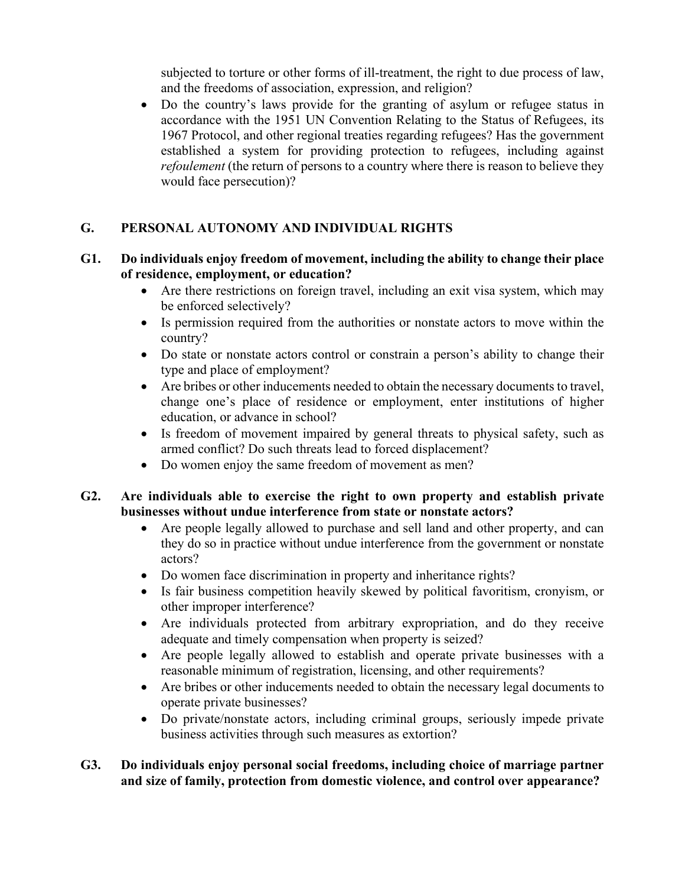subjected to torture or other forms of ill-treatment, the right to due process of law, and the freedoms of association, expression, and religion?

- Do the country's laws provide for the granting of asylum or refugee status in accordance with the 1951 UN Convention Relating to the Status of Refugees, its 1967 Protocol, and other regional treaties regarding refugees? Has the government established a system for providing protection to refugees, including against *refoulement* (the return of persons to a country where there is reason to believe they would face persecution)?

## G. PERSONAL AUTONOMY AND INDIVIDUAL RIGHTS

### G1. Do individuals enjoy freedom of movement, including the ability to change their place of residence, employment, or education?

- Are there restrictions on foreign travel, including an exit visa system, which may be enforced selectively?
- Is permission required from the authorities or nonstate actors to move within the country?
- Do state or nonstate actors control or constrain a person's ability to change their type and place of employment?
- Are bribes or other inducements needed to obtain the necessary documents to travel, change one's place of residence or employment, enter institutions of higher education, or advance in school?
- Is freedom of movement impaired by general threats to physical safety, such as armed conflict? Do such threats lead to forced displacement?
- Do women enjoy the same freedom of movement as men?

### G2. Are individuals able to exercise the right to own property and establish private businesses without undue interference from state or nonstate actors?

- Are people legally allowed to purchase and sell land and other property, and can they do so in practice without undue interference from the government or nonstate actors?
- Do women face discrimination in property and inheritance rights?
- Is fair business competition heavily skewed by political favoritism, cronyism, or other improper interference?
- Are individuals protected from arbitrary expropriation, and do they receive adequate and timely compensation when property is seized?
- Are people legally allowed to establish and operate private businesses with a reasonable minimum of registration, licensing, and other requirements?
- Are bribes or other inducements needed to obtain the necessary legal documents to operate private businesses?
- Do private/nonstate actors, including criminal groups, seriously impede private business activities through such measures as extortion?

### G3. Do individuals enjoy personal social freedoms, including choice of marriage partner and size of family, protection from domestic violence, and control over appearance?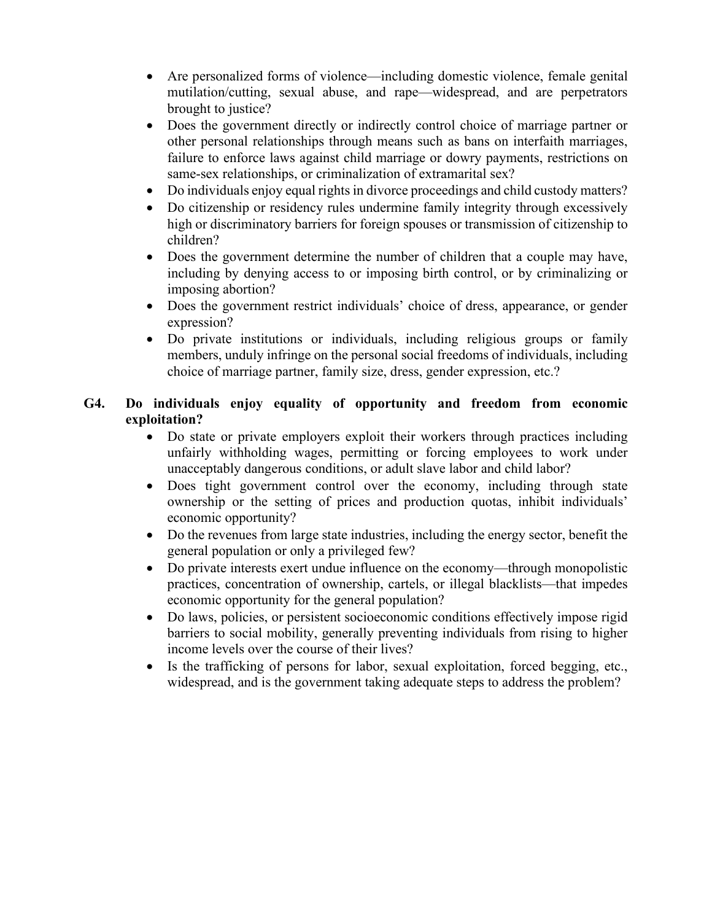- Are personalized forms of violence—including domestic violence, female genital mutilation/cutting, sexual abuse, and rape—widespread, and are perpetrators brought to justice?
- Does the government directly or indirectly control choice of marriage partner or other personal relationships through means such as bans on interfaith marriages, failure to enforce laws against child marriage or dowry payments, restrictions on same-sex relationships, or criminalization of extramarital sex?
- Do individuals enjoy equal rights in divorce proceedings and child custody matters?
- Do citizenship or residency rules undermine family integrity through excessively high or discriminatory barriers for foreign spouses or transmission of citizenship to children?
- Does the government determine the number of children that a couple may have, including by denying access to or imposing birth control, or by criminalizing or imposing abortion?
- Does the government restrict individuals' choice of dress, appearance, or gender expression?
- Do private institutions or individuals, including religious groups or family members, unduly infringe on the personal social freedoms of individuals, including choice of marriage partner, family size, dress, gender expression, etc.?

**G4. Do individuals enjoy equality of opportunity and freedom from economic exploitation?**

- Do state or private employers exploit their workers through practices including unfairly withholding wages, permitting or forcing employees to work under unacceptably dangerous conditions, or adult slave labor and child labor?
- Does tight government control over the economy, including through state ownership or the setting of prices and production quotas, inhibit individuals' economic opportunity?
- Do the revenues from large state industries, including the energy sector, benefit the general population or only a privileged few?
- Do private interests exert undue influence on the economy—through monopolistic practices, concentration of ownership, cartels, or illegal blacklists—that impedes economic opportunity for the general population?
- Do laws, policies, or persistent socioeconomic conditions effectively impose rigid barriers to social mobility, generally preventing individuals from rising to higher income levels over the course of their lives?
- Is the trafficking of persons for labor, sexual exploitation, forced begging, etc., widespread, and is the government taking adequate steps to address the problem?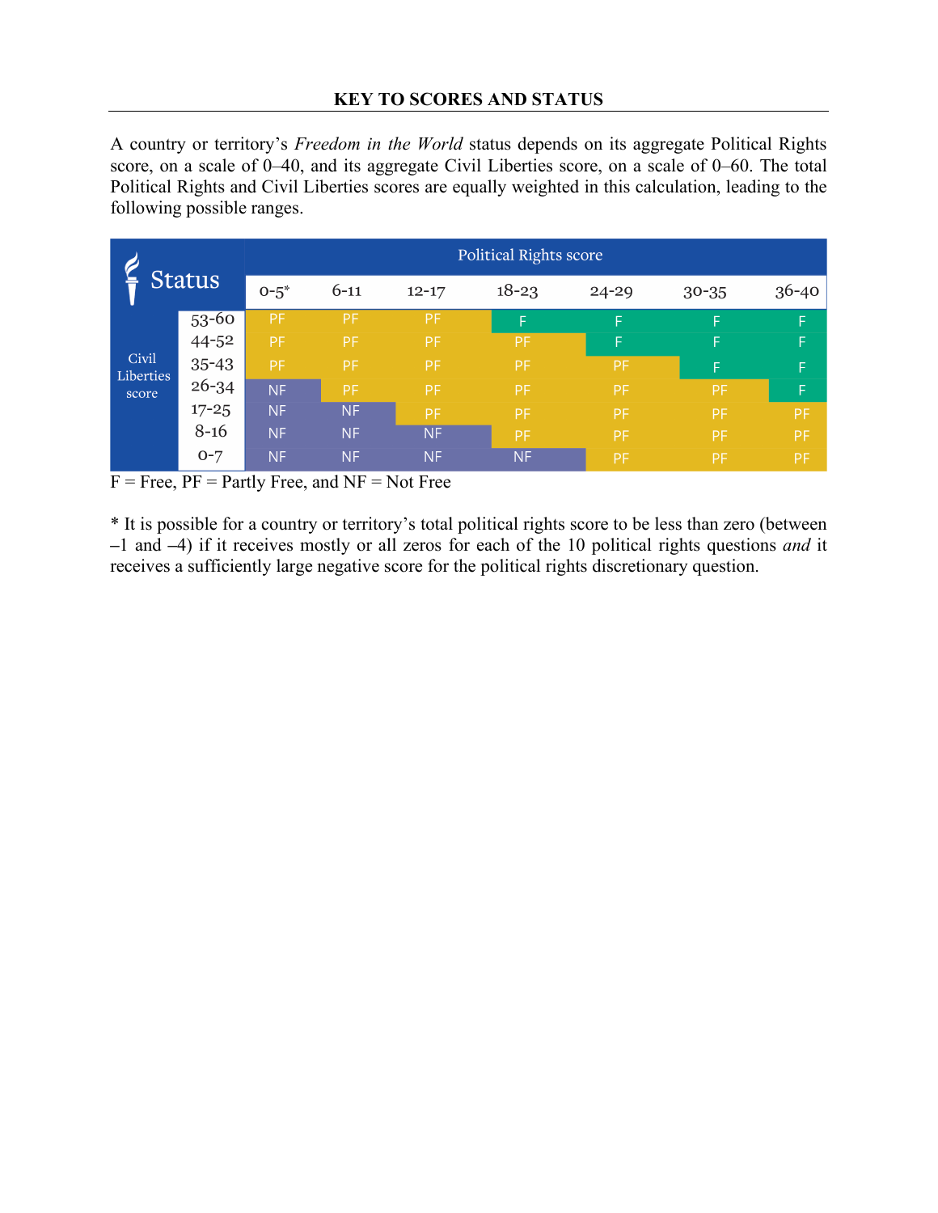**KEY TO SCORES AND STATUS**

A country or territory's *Freedom in the World* status depends on its aggregate Political Rights score, on a scale of 0–40, and its aggregate Civil Liberties score, on a scale of 0–60. The total Political Rights and Civil Liberties scores are equally weighted in this calculation, leading to the following possible ranges.

| Status | | Political Rights score | | | | | | |
|---|---|---|---|---|---|---|---|---|
| | | 0-5* | 6-11 | 12-17 | 18-23 | 24-29 | 30-35 | 36-40 |
| Civil Liberties score | 53-60 | PF | PF | PF | F | F | F | F |
| | 44-52 | PF | PF | PF | PF | F | F | F |
| | 35-43 | PF | PF | PF | PF | PF | F | F |
| | 26-34 | NF | PF | PF | PF | PF | PF | F |
| | 17-25 | NF | NF | PF | PF | PF | PF | PF |
| | 8-16 | NF | NF | NF | PF | PF | PF | PF |
| | 0-7 | NF | NF | NF | NF | PF | PF | PF |

F = Free, PF = Partly Free, and NF = Not Free

* It is possible for a country or territory's total political rights score to be less than zero (between –1 and –4) if it receives mostly or all zeros for each of the 10 political rights questions *and* it receives a sufficiently large negative score for the political rights discretionary question.